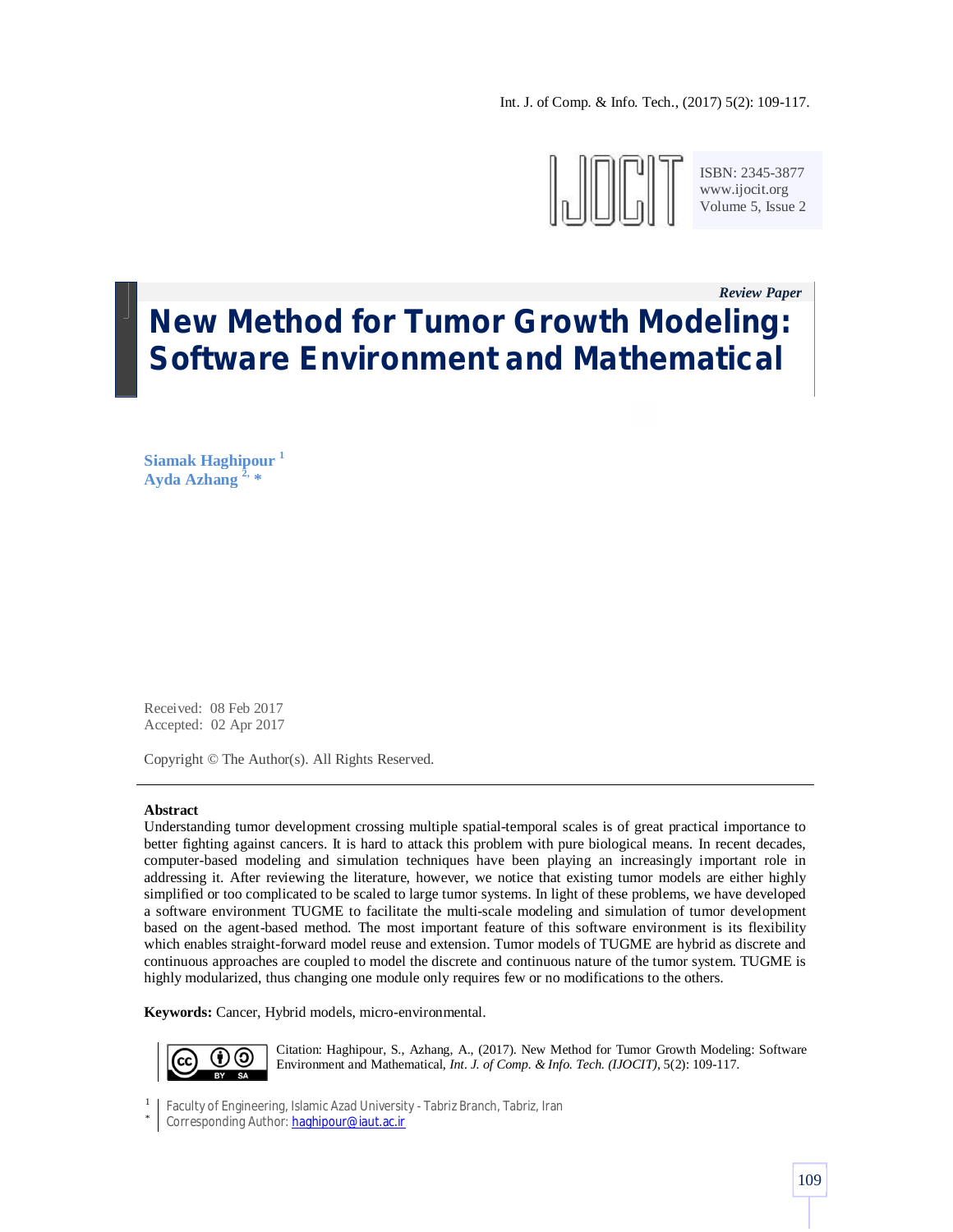*Review Paper*

# New Method for Tumor Growth Modeling: Software Environment and Mathematical

**Siamak Haghipour** [1]
**Ayda Azhang** [2, *]

Received: 08 Feb 2017
Accepted: 02 Apr 2017

Copyright © The Author(s). All Rights Reserved.

---

**Abstract**

Understanding tumor development crossing multiple spatial-temporal scales is of great practical importance to better fighting against cancers. It is hard to attack this problem with pure biological means. In recent decades, computer-based modeling and simulation techniques have been playing an increasingly important role in addressing it. After reviewing the literature, however, we notice that existing tumor models are either highly simplified or too complicated to be scaled to large tumor systems. In light of these problems, we have developed a software environment TUGME to facilitate the multi-scale modeling and simulation of tumor development based on the agent-based method. The most important feature of this software environment is its flexibility which enables straight-forward model reuse and extension. Tumor models of TUGME are hybrid as discrete and continuous approaches are coupled to model the discrete and continuous nature of the tumor system. TUGME is highly modularized, thus changing one module only requires few or no modifications to the others.

**Keywords:** Cancer, Hybrid models, micro-environmental.

Citation: Haghipour, S., Azhang, A., (2017). New Method for Tumor Growth Modeling: Software Environment and Mathematical, *Int. J. of Comp. & Info. Tech. (IJOCIT)*, 5(2): 109-117.

[1] Faculty of Engineering, Islamic Azad University - Tabriz Branch, Tabriz, Iran
[*] Corresponding Author: haghipour@iaut.ac.ir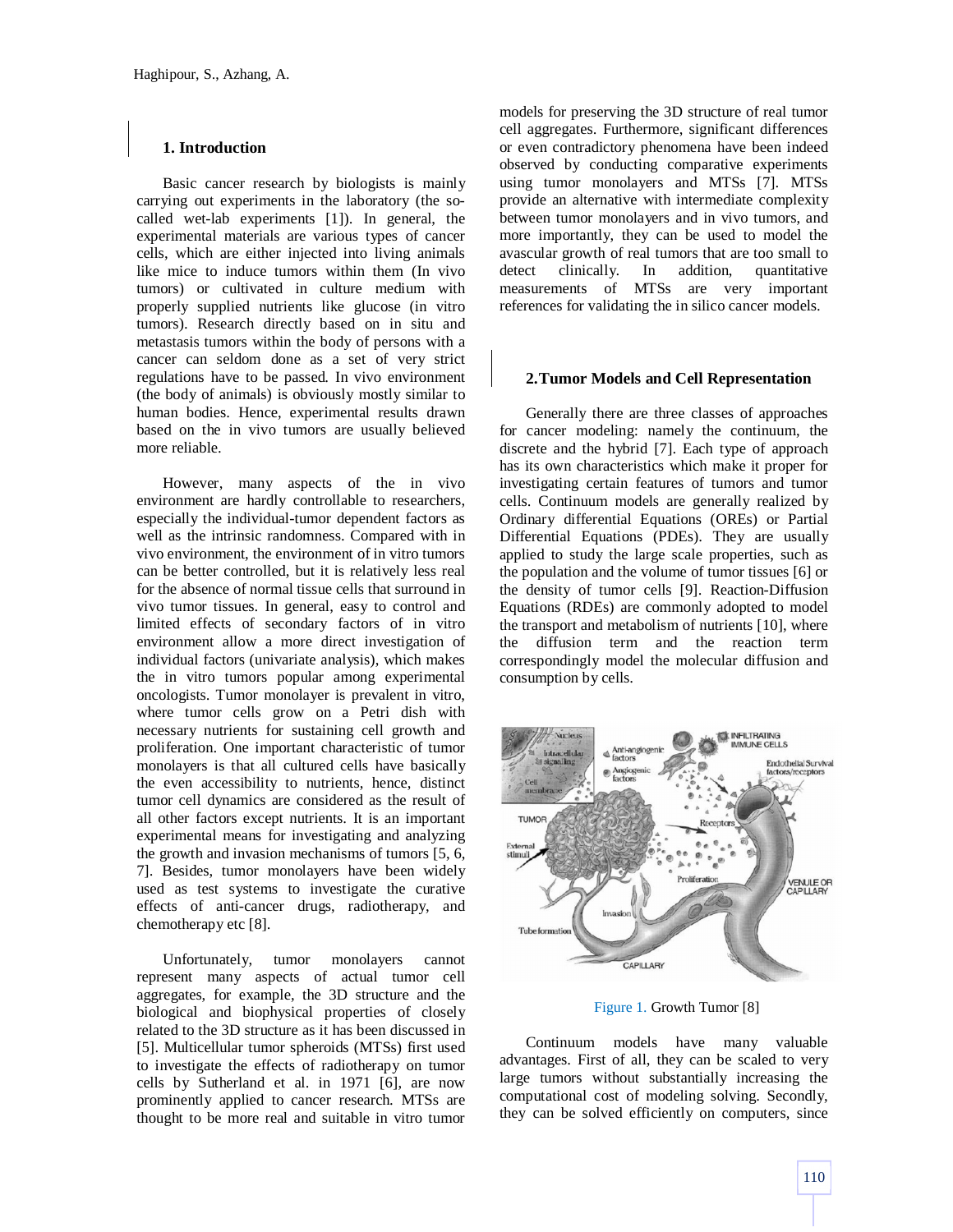## 1. Introduction

Basic cancer research by biologists is mainly carrying out experiments in the laboratory (the so-called wet-lab experiments [1]). In general, the experimental materials are various types of cancer cells, which are either injected into living animals like mice to induce tumors within them (In vivo tumors) or cultivated in culture medium with properly supplied nutrients like glucose (in vitro tumors). Research directly based on in situ and metastasis tumors within the body of persons with a cancer can seldom done as a set of very strict regulations have to be passed. In vivo environment (the body of animals) is obviously mostly similar to human bodies. Hence, experimental results drawn based on the in vivo tumors are usually believed more reliable.

However, many aspects of the in vivo environment are hardly controllable to researchers, especially the individual-tumor dependent factors as well as the intrinsic randomness. Compared with in vivo environment, the environment of in vitro tumors can be better controlled, but it is relatively less real for the absence of normal tissue cells that surround in vivo tumor tissues. In general, easy to control and limited effects of secondary factors of in vitro environment allow a more direct investigation of individual factors (univariate analysis), which makes the in vitro tumors popular among experimental oncologists. Tumor monolayer is prevalent in vitro, where tumor cells grow on a Petri dish with necessary nutrients for sustaining cell growth and proliferation. One important characteristic of tumor monolayers is that all cultured cells have basically the even accessibility to nutrients, hence, distinct tumor cell dynamics are considered as the result of all other factors except nutrients. It is an important experimental means for investigating and analyzing the growth and invasion mechanisms of tumors [5, 6, 7]. Besides, tumor monolayers have been widely used as test systems to investigate the curative effects of anti-cancer drugs, radiotherapy, and chemotherapy etc [8].

Unfortunately, tumor monolayers cannot represent many aspects of actual tumor cell aggregates, for example, the 3D structure and the biological and biophysical properties of closely related to the 3D structure as it has been discussed in [5]. Multicellular tumor spheroids (MTSs) first used to investigate the effects of radiotherapy on tumor cells by Sutherland et al. in 1971 [6], are now prominently applied to cancer research. MTSs are thought to be more real and suitable in vitro tumor models for preserving the 3D structure of real tumor cell aggregates. Furthermore, significant differences or even contradictory phenomena have been indeed observed by conducting comparative experiments using tumor monolayers and MTSs [7]. MTSs provide an alternative with intermediate complexity between tumor monolayers and in vivo tumors, and more importantly, they can be used to model the avascular growth of real tumors that are too small to detect clinically. In addition, quantitative measurements of MTSs are very important references for validating the in silico cancer models.

## 2.Tumor Models and Cell Representation

Generally there are three classes of approaches for cancer modeling: namely the continuum, the discrete and the hybrid [7]. Each type of approach has its own characteristics which make it proper for investigating certain features of tumors and tumor cells. Continuum models are generally realized by Ordinary differential Equations (OREs) or Partial Differential Equations (PDEs). They are usually applied to study the large scale properties, such as the population and the volume of tumor tissues [6] or the density of tumor cells [9]. Reaction-Diffusion Equations (RDEs) are commonly adopted to model the transport and metabolism of nutrients [10], where the diffusion term and the reaction term correspondingly model the molecular diffusion and consumption by cells.

Figure 1. Growth Tumor [8]

Continuum models have many valuable advantages. First of all, they can be scaled to very large tumors without substantially increasing the computational cost of modeling solving. Secondly, they can be solved efficiently on computers, since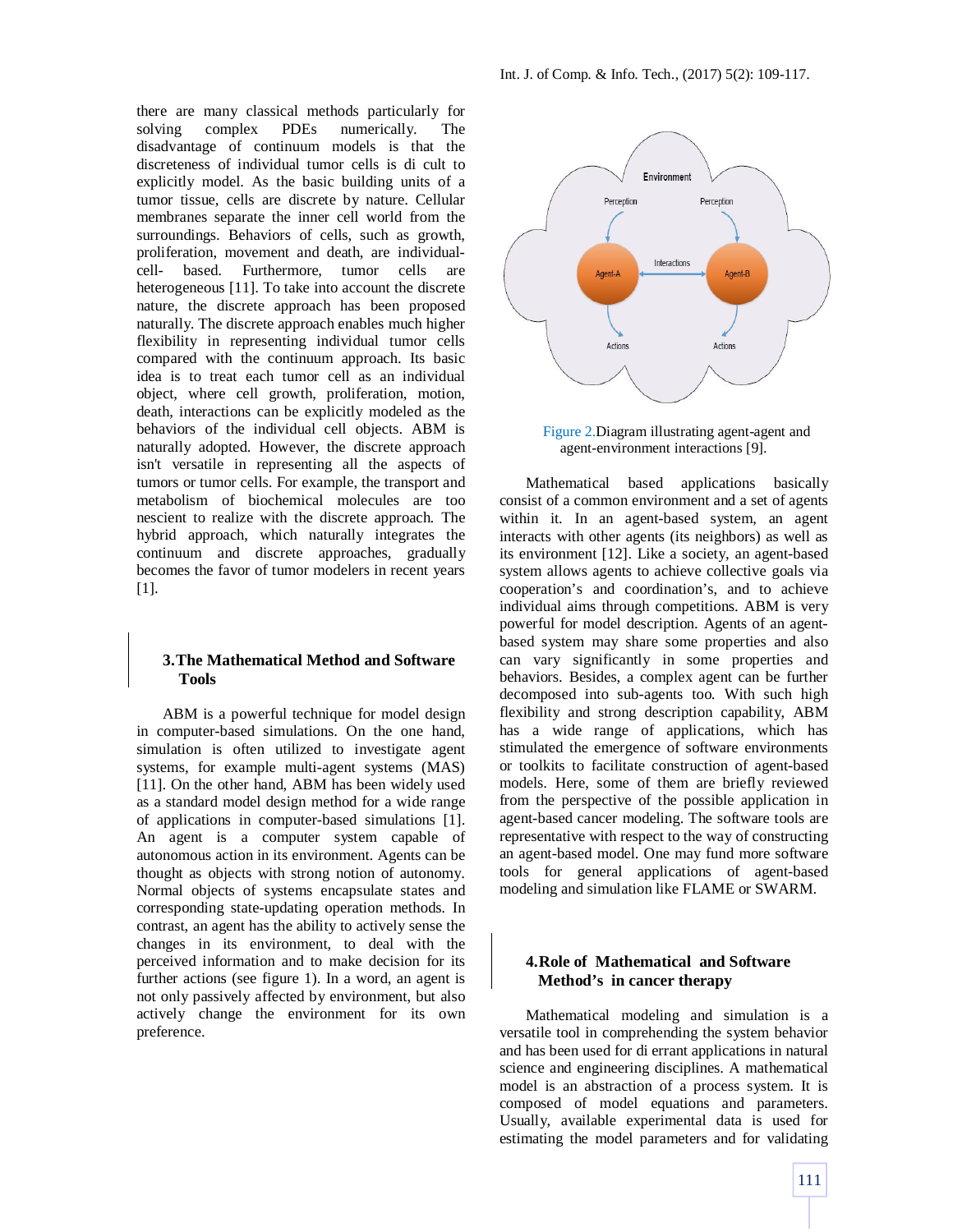there are many classical methods particularly for solving complex PDEs numerically. The disadvantage of continuum models is that the discreteness of individual tumor cells is di cult to explicitly model. As the basic building units of a tumor tissue, cells are discrete by nature. Cellular membranes separate the inner cell world from the surroundings. Behaviors of cells, such as growth, proliferation, movement and death, are individual-cell- based. Furthermore, tumor cells are heterogeneous [11]. To take into account the discrete nature, the discrete approach has been proposed naturally. The discrete approach enables much higher flexibility in representing individual tumor cells compared with the continuum approach. Its basic idea is to treat each tumor cell as an individual object, where cell growth, proliferation, motion, death, interactions can be explicitly modeled as the behaviors of the individual cell objects. ABM is naturally adopted. However, the discrete approach isn't versatile in representing all the aspects of tumors or tumor cells. For example, the transport and metabolism of biochemical molecules are too nescient to realize with the discrete approach. The hybrid approach, which naturally integrates the continuum and discrete approaches, gradually becomes the favor of tumor modelers in recent years [1].

## 3.The Mathematical Method and Software Tools

ABM is a powerful technique for model design in computer-based simulations. On the one hand, simulation is often utilized to investigate agent systems, for example multi-agent systems (MAS) [11]. On the other hand, ABM has been widely used as a standard model design method for a wide range of applications in computer-based simulations [1]. An agent is a computer system capable of autonomous action in its environment. Agents can be thought as objects with strong notion of autonomy. Normal objects of systems encapsulate states and corresponding state-updating operation methods. In contrast, an agent has the ability to actively sense the changes in its environment, to deal with the perceived information and to make decision for its further actions (see figure 1). In a word, an agent is not only passively affected by environment, but also actively change the environment for its own preference.

Figure 2.Diagram illustrating agent-agent and agent-environment interactions [9].

Mathematical based applications basically consist of a common environment and a set of agents within it. In an agent-based system, an agent interacts with other agents (its neighbors) as well as its environment [12]. Like a society, an agent-based system allows agents to achieve collective goals via cooperation's and coordination's, and to achieve individual aims through competitions. ABM is very powerful for model description. Agents of an agent-based system may share some properties and also can vary significantly in some properties and behaviors. Besides, a complex agent can be further decomposed into sub-agents too. With such high flexibility and strong description capability, ABM has a wide range of applications, which has stimulated the emergence of software environments or toolkits to facilitate construction of agent-based models. Here, some of them are briefly reviewed from the perspective of the possible application in agent-based cancer modeling. The software tools are representative with respect to the way of constructing an agent-based model. One may fund more software tools for general applications of agent-based modeling and simulation like FLAME or SWARM.

## 4.Role of Mathematical and Software Method's in cancer therapy

Mathematical modeling and simulation is a versatile tool in comprehending the system behavior and has been used for di errant applications in natural science and engineering disciplines. A mathematical model is an abstraction of a process system. It is composed of model equations and parameters. Usually, available experimental data is used for estimating the model parameters and for validating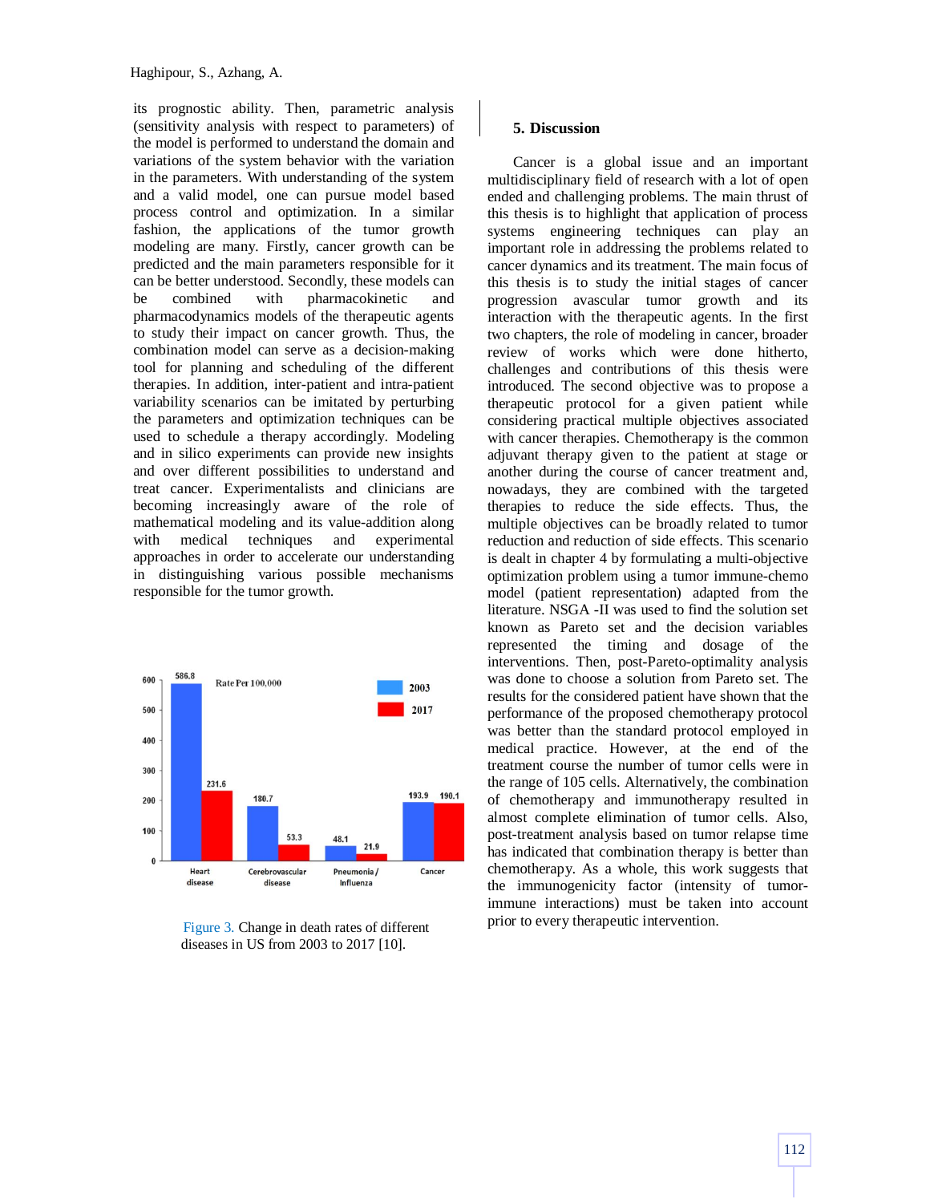its prognostic ability. Then, parametric analysis (sensitivity analysis with respect to parameters) of the model is performed to understand the domain and variations of the system behavior with the variation in the parameters. With understanding of the system and a valid model, one can pursue model based process control and optimization. In a similar fashion, the applications of the tumor growth modeling are many. Firstly, cancer growth can be predicted and the main parameters responsible for it can be better understood. Secondly, these models can be combined with pharmacokinetic and pharmacodynamics models of the therapeutic agents to study their impact on cancer growth. Thus, the combination model can serve as a decision-making tool for planning and scheduling of the different therapies. In addition, inter-patient and intra-patient variability scenarios can be imitated by perturbing the parameters and optimization techniques can be used to schedule a therapy accordingly. Modeling and in silico experiments can provide new insights and over different possibilities to understand and treat cancer. Experimentalists and clinicians are becoming increasingly aware of the role of mathematical modeling and its value-addition along with medical techniques and experimental approaches in order to accelerate our understanding in distinguishing various possible mechanisms responsible for the tumor growth.

Figure 3. Change in death rates of different diseases in US from 2003 to 2017 [10].

## 5. Discussion

Cancer is a global issue and an important multidisciplinary field of research with a lot of open ended and challenging problems. The main thrust of this thesis is to highlight that application of process systems engineering techniques can play an important role in addressing the problems related to cancer dynamics and its treatment. The main focus of this thesis is to study the initial stages of cancer progression avascular tumor growth and its interaction with the therapeutic agents. In the first two chapters, the role of modeling in cancer, broader review of works which were done hitherto, challenges and contributions of this thesis were introduced. The second objective was to propose a therapeutic protocol for a given patient while considering practical multiple objectives associated with cancer therapies. Chemotherapy is the common adjuvant therapy given to the patient at stage or another during the course of cancer treatment and, nowadays, they are combined with the targeted therapies to reduce the side effects. Thus, the multiple objectives can be broadly related to tumor reduction and reduction of side effects. This scenario is dealt in chapter 4 by formulating a multi-objective optimization problem using a tumor immune-chemo model (patient representation) adapted from the literature. NSGA -II was used to find the solution set known as Pareto set and the decision variables represented the timing and dosage of the interventions. Then, post-Pareto-optimality analysis was done to choose a solution from Pareto set. The results for the considered patient have shown that the performance of the proposed chemotherapy protocol was better than the standard protocol employed in medical practice. However, at the end of the treatment course the number of tumor cells were in the range of 105 cells. Alternatively, the combination of chemotherapy and immunotherapy resulted in almost complete elimination of tumor cells. Also, post-treatment analysis based on tumor relapse time has indicated that combination therapy is better than chemotherapy. As a whole, this work suggests that the immunogenicity factor (intensity of tumor-immune interactions) must be taken into account prior to every therapeutic intervention.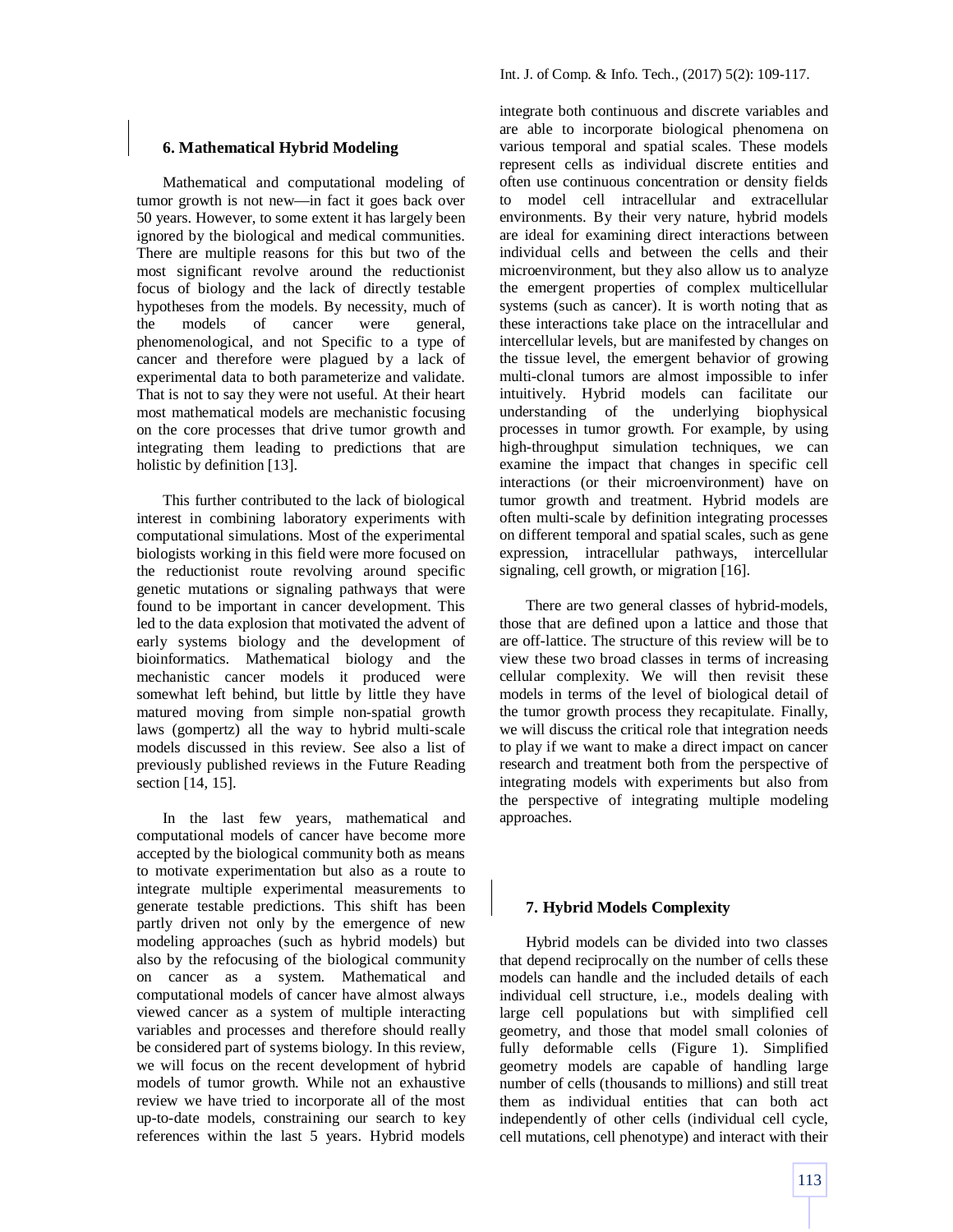## 6. Mathematical Hybrid Modeling

Mathematical and computational modeling of tumor growth is not new—in fact it goes back over 50 years. However, to some extent it has largely been ignored by the biological and medical communities. There are multiple reasons for this but two of the most significant revolve around the reductionist focus of biology and the lack of directly testable hypotheses from the models. By necessity, much of the models of cancer were general, phenomenological, and not Specific to a type of cancer and therefore were plagued by a lack of experimental data to both parameterize and validate. That is not to say they were not useful. At their heart most mathematical models are mechanistic focusing on the core processes that drive tumor growth and integrating them leading to predictions that are holistic by definition [13].

This further contributed to the lack of biological interest in combining laboratory experiments with computational simulations. Most of the experimental biologists working in this field were more focused on the reductionist route revolving around specific genetic mutations or signaling pathways that were found to be important in cancer development. This led to the data explosion that motivated the advent of early systems biology and the development of bioinformatics. Mathematical biology and the mechanistic cancer models it produced were somewhat left behind, but little by little they have matured moving from simple non-spatial growth laws (gompertz) all the way to hybrid multi-scale models discussed in this review. See also a list of previously published reviews in the Future Reading section [14, 15].

In the last few years, mathematical and computational models of cancer have become more accepted by the biological community both as means to motivate experimentation but also as a route to integrate multiple experimental measurements to generate testable predictions. This shift has been partly driven not only by the emergence of new modeling approaches (such as hybrid models) but also by the refocusing of the biological community on cancer as a system. Mathematical and computational models of cancer have almost always viewed cancer as a system of multiple interacting variables and processes and therefore should really be considered part of systems biology. In this review, we will focus on the recent development of hybrid models of tumor growth. While not an exhaustive review we have tried to incorporate all of the most up-to-date models, constraining our search to key references within the last 5 years. Hybrid models integrate both continuous and discrete variables and are able to incorporate biological phenomena on various temporal and spatial scales. These models represent cells as individual discrete entities and often use continuous concentration or density fields to model cell intracellular and extracellular environments. By their very nature, hybrid models are ideal for examining direct interactions between individual cells and between the cells and their microenvironment, but they also allow us to analyze the emergent properties of complex multicellular systems (such as cancer). It is worth noting that as these interactions take place on the intracellular and intercellular levels, but are manifested by changes on the tissue level, the emergent behavior of growing multi-clonal tumors are almost impossible to infer intuitively. Hybrid models can facilitate our understanding of the underlying biophysical processes in tumor growth. For example, by using high-throughput simulation techniques, we can examine the impact that changes in specific cell interactions (or their microenvironment) have on tumor growth and treatment. Hybrid models are often multi-scale by definition integrating processes on different temporal and spatial scales, such as gene expression, intracellular pathways, intercellular signaling, cell growth, or migration [16].

There are two general classes of hybrid-models, those that are defined upon a lattice and those that are off-lattice. The structure of this review will be to view these two broad classes in terms of increasing cellular complexity. We will then revisit these models in terms of the level of biological detail of the tumor growth process they recapitulate. Finally, we will discuss the critical role that integration needs to play if we want to make a direct impact on cancer research and treatment both from the perspective of integrating models with experiments but also from the perspective of integrating multiple modeling approaches.

## 7. Hybrid Models Complexity

Hybrid models can be divided into two classes that depend reciprocally on the number of cells these models can handle and the included details of each individual cell structure, i.e., models dealing with large cell populations but with simplified cell geometry, and those that model small colonies of fully deformable cells (Figure 1). Simplified geometry models are capable of handling large number of cells (thousands to millions) and still treat them as individual entities that can both act independently of other cells (individual cell cycle, cell mutations, cell phenotype) and interact with their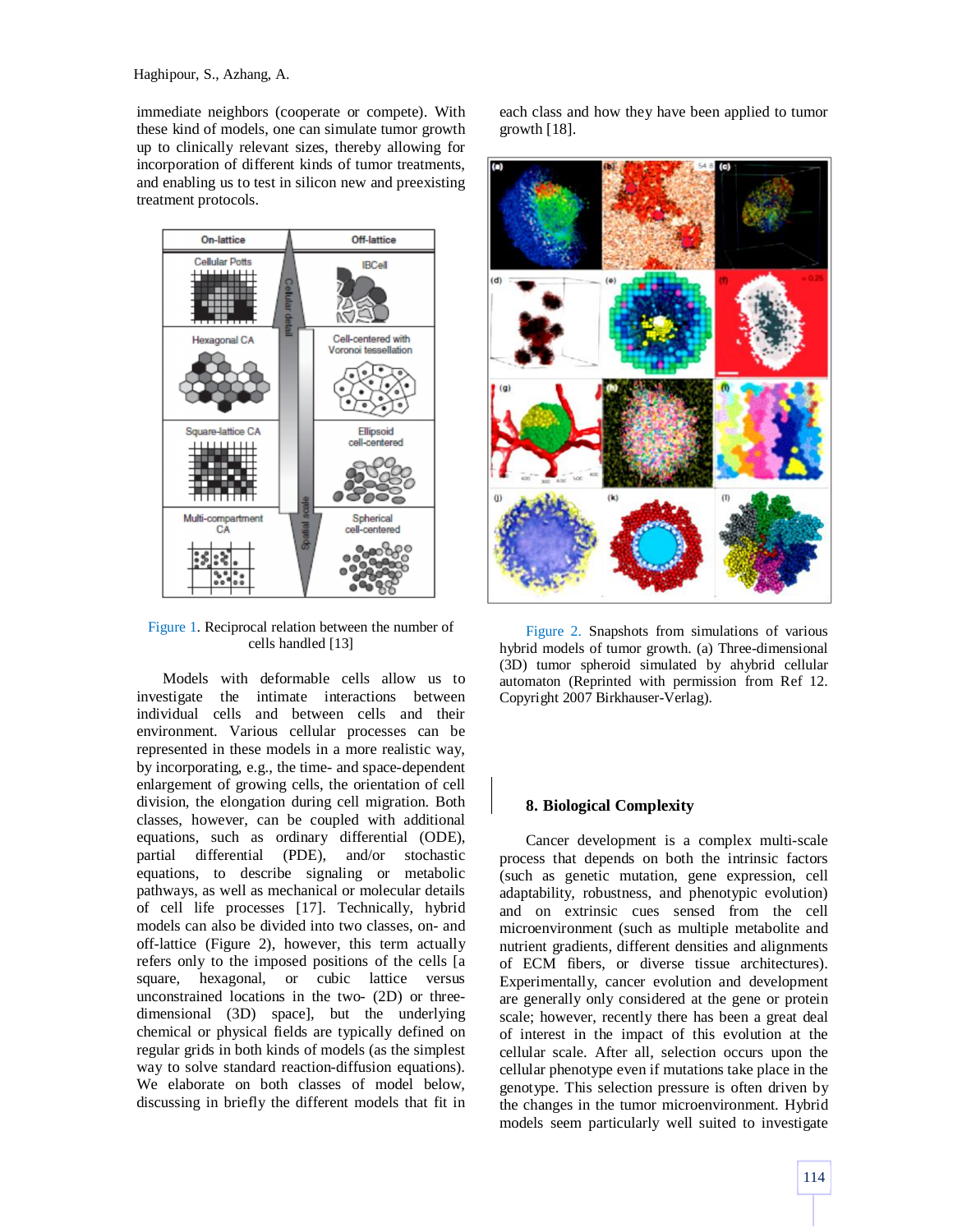immediate neighbors (cooperate or compete). With these kind of models, one can simulate tumor growth up to clinically relevant sizes, thereby allowing for incorporation of different kinds of tumor treatments, and enabling us to test in silicon new and preexisting treatment protocols.

Figure 1. Reciprocal relation between the number of cells handled [13]

Models with deformable cells allow us to investigate the intimate interactions between individual cells and between cells and their environment. Various cellular processes can be represented in these models in a more realistic way, by incorporating, e.g., the time- and space-dependent enlargement of growing cells, the orientation of cell division, the elongation during cell migration. Both classes, however, can be coupled with additional equations, such as ordinary differential (ODE), partial differential (PDE), and/or stochastic equations, to describe signaling or metabolic pathways, as well as mechanical or molecular details of cell life processes [17]. Technically, hybrid models can also be divided into two classes, on- and off-lattice (Figure 2), however, this term actually refers only to the imposed positions of the cells [a square, hexagonal, or cubic lattice versus unconstrained locations in the two- (2D) or three-dimensional (3D) space], but the underlying chemical or physical fields are typically defined on regular grids in both kinds of models (as the simplest way to solve standard reaction-diffusion equations). We elaborate on both classes of model below, discussing in briefly the different models that fit in each class and how they have been applied to tumor growth [18].

Figure 2. Snapshots from simulations of various hybrid models of tumor growth. (a) Three-dimensional (3D) tumor spheroid simulated by ahybrid cellular automaton (Reprinted with permission from Ref 12. Copyright 2007 Birkhauser-Verlag).

## 8. Biological Complexity

Cancer development is a complex multi-scale process that depends on both the intrinsic factors (such as genetic mutation, gene expression, cell adaptability, robustness, and phenotypic evolution) and on extrinsic cues sensed from the cell microenvironment (such as multiple metabolite and nutrient gradients, different densities and alignments of ECM fibers, or diverse tissue architectures). Experimentally, cancer evolution and development are generally only considered at the gene or protein scale; however, recently there has been a great deal of interest in the impact of this evolution at the cellular scale. After all, selection occurs upon the cellular phenotype even if mutations take place in the genotype. This selection pressure is often driven by the changes in the tumor microenvironment. Hybrid models seem particularly well suited to investigate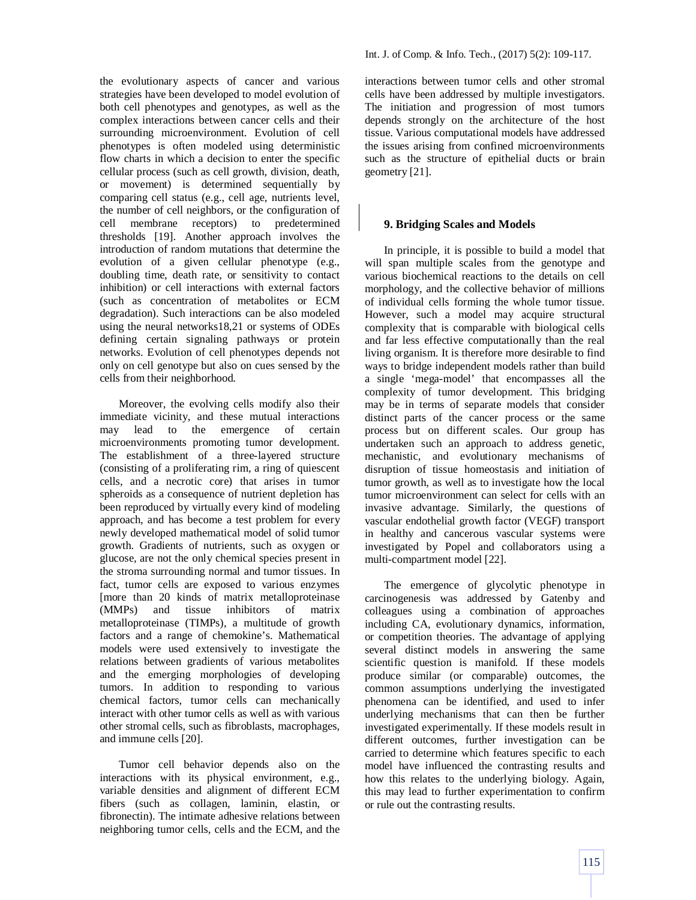the evolutionary aspects of cancer and various strategies have been developed to model evolution of both cell phenotypes and genotypes, as well as the complex interactions between cancer cells and their surrounding microenvironment. Evolution of cell phenotypes is often modeled using deterministic flow charts in which a decision to enter the specific cellular process (such as cell growth, division, death, or movement) is determined sequentially by comparing cell status (e.g., cell age, nutrients level, the number of cell neighbors, or the configuration of cell membrane receptors) to predetermined thresholds [19]. Another approach involves the introduction of random mutations that determine the evolution of a given cellular phenotype (e.g., doubling time, death rate, or sensitivity to contact inhibition) or cell interactions with external factors (such as concentration of metabolites or ECM degradation). Such interactions can be also modeled using the neural networks18,21 or systems of ODEs defining certain signaling pathways or protein networks. Evolution of cell phenotypes depends not only on cell genotype but also on cues sensed by the cells from their neighborhood.

Moreover, the evolving cells modify also their immediate vicinity, and these mutual interactions may lead to the emergence of certain microenvironments promoting tumor development. The establishment of a three-layered structure (consisting of a proliferating rim, a ring of quiescent cells, and a necrotic core) that arises in tumor spheroids as a consequence of nutrient depletion has been reproduced by virtually every kind of modeling approach, and has become a test problem for every newly developed mathematical model of solid tumor growth. Gradients of nutrients, such as oxygen or glucose, are not the only chemical species present in the stroma surrounding normal and tumor tissues. In fact, tumor cells are exposed to various enzymes [more than 20 kinds of matrix metalloproteinase (MMPs) and tissue inhibitors of matrix metalloproteinase (TIMPs), a multitude of growth factors and a range of chemokine's. Mathematical models were used extensively to investigate the relations between gradients of various metabolites and the emerging morphologies of developing tumors. In addition to responding to various chemical factors, tumor cells can mechanically interact with other tumor cells as well as with various other stromal cells, such as fibroblasts, macrophages, and immune cells [20].

Tumor cell behavior depends also on the interactions with its physical environment, e.g., variable densities and alignment of different ECM fibers (such as collagen, laminin, elastin, or fibronectin). The intimate adhesive relations between neighboring tumor cells, cells and the ECM, and the interactions between tumor cells and other stromal cells have been addressed by multiple investigators. The initiation and progression of most tumors depends strongly on the architecture of the host tissue. Various computational models have addressed the issues arising from confined microenvironments such as the structure of epithelial ducts or brain geometry [21].

## 9. Bridging Scales and Models

In principle, it is possible to build a model that will span multiple scales from the genotype and various biochemical reactions to the details on cell morphology, and the collective behavior of millions of individual cells forming the whole tumor tissue. However, such a model may acquire structural complexity that is comparable with biological cells and far less effective computationally than the real living organism. It is therefore more desirable to find ways to bridge independent models rather than build a single 'mega-model' that encompasses all the complexity of tumor development. This bridging may be in terms of separate models that consider distinct parts of the cancer process or the same process but on different scales. Our group has undertaken such an approach to address genetic, mechanistic, and evolutionary mechanisms of disruption of tissue homeostasis and initiation of tumor growth, as well as to investigate how the local tumor microenvironment can select for cells with an invasive advantage. Similarly, the questions of vascular endothelial growth factor (VEGF) transport in healthy and cancerous vascular systems were investigated by Popel and collaborators using a multi-compartment model [22].

The emergence of glycolytic phenotype in carcinogenesis was addressed by Gatenby and colleagues using a combination of approaches including CA, evolutionary dynamics, information, or competition theories. The advantage of applying several distinct models in answering the same scientific question is manifold. If these models produce similar (or comparable) outcomes, the common assumptions underlying the investigated phenomena can be identified, and used to infer underlying mechanisms that can then be further investigated experimentally. If these models result in different outcomes, further investigation can be carried to determine which features specific to each model have influenced the contrasting results and how this relates to the underlying biology. Again, this may lead to further experimentation to confirm or rule out the contrasting results.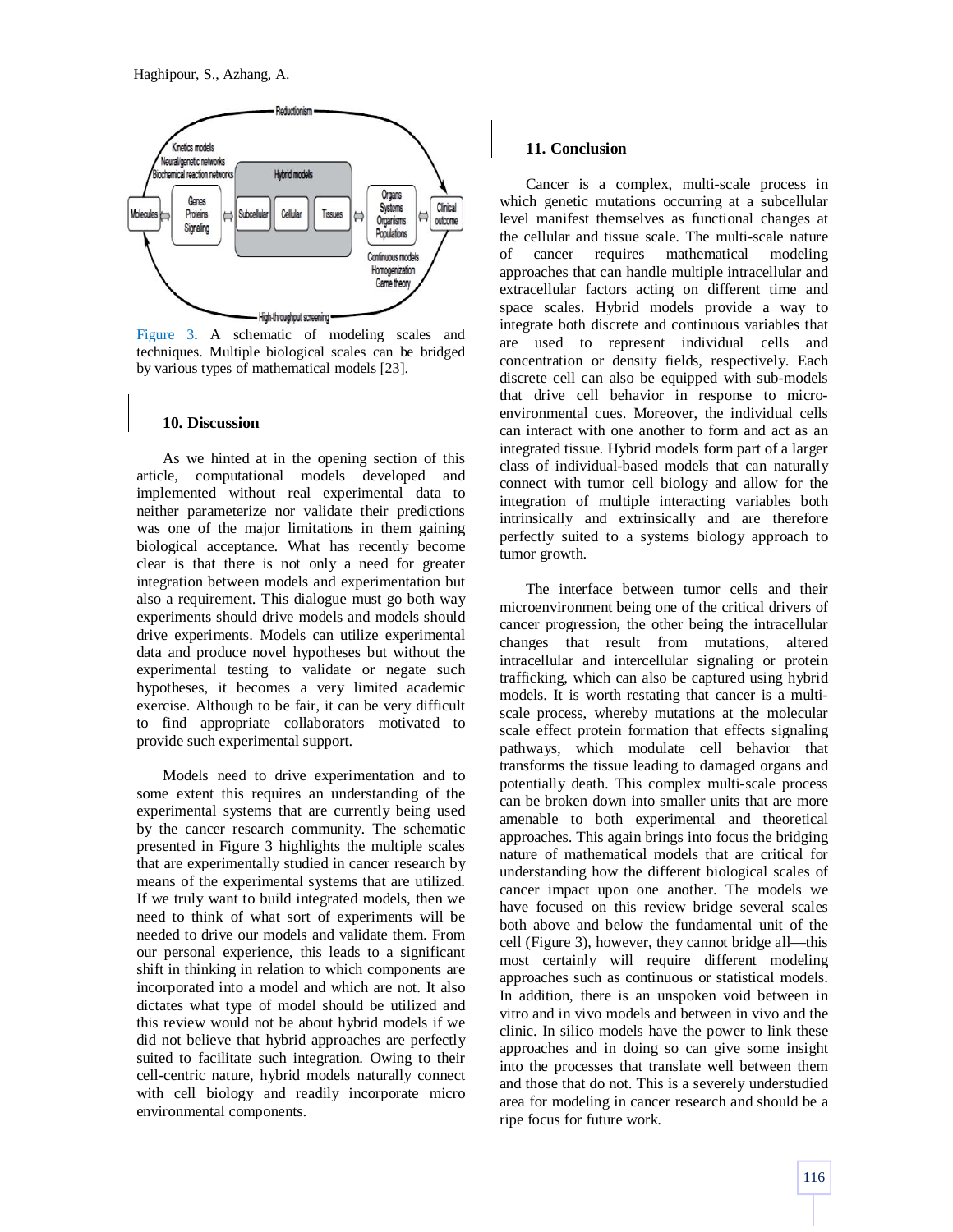Reductionism

Kinetics models
Neural/genetic networks
Biochemical reaction networks

Hybrid models

Molecules

Genes
Proteins
Signaling

Subcellular

Cellular

Tissues

Organs
Systems
Organisms
Populations

Clinical outcome

Continuous models
Homogenization
Game theory

High-throughput screening

Figure 3. A schematic of modeling scales and techniques. Multiple biological scales can be bridged by various types of mathematical models [23].

## 10. Discussion

As we hinted at in the opening section of this article, computational models developed and implemented without real experimental data to neither parameterize nor validate their predictions was one of the major limitations in them gaining biological acceptance. What has recently become clear is that there is not only a need for greater integration between models and experimentation but also a requirement. This dialogue must go both way experiments should drive models and models should drive experiments. Models can utilize experimental data and produce novel hypotheses but without the experimental testing to validate or negate such hypotheses, it becomes a very limited academic exercise. Although to be fair, it can be very difficult to find appropriate collaborators motivated to provide such experimental support.

Models need to drive experimentation and to some extent this requires an understanding of the experimental systems that are currently being used by the cancer research community. The schematic presented in Figure 3 highlights the multiple scales that are experimentally studied in cancer research by means of the experimental systems that are utilized. If we truly want to build integrated models, then we need to think of what sort of experiments will be needed to drive our models and validate them. From our personal experience, this leads to a significant shift in thinking in relation to which components are incorporated into a model and which are not. It also dictates what type of model should be utilized and this review would not be about hybrid models if we did not believe that hybrid approaches are perfectly suited to facilitate such integration. Owing to their cell-centric nature, hybrid models naturally connect with cell biology and readily incorporate micro environmental components.

## 11. Conclusion

Cancer is a complex, multi-scale process in which genetic mutations occurring at a subcellular level manifest themselves as functional changes at the cellular and tissue scale. The multi-scale nature of cancer requires mathematical modeling approaches that can handle multiple intracellular and extracellular factors acting on different time and space scales. Hybrid models provide a way to integrate both discrete and continuous variables that are used to represent individual cells and concentration or density fields, respectively. Each discrete cell can also be equipped with sub-models that drive cell behavior in response to micro-environmental cues. Moreover, the individual cells can interact with one another to form and act as an integrated tissue. Hybrid models form part of a larger class of individual-based models that can naturally connect with tumor cell biology and allow for the integration of multiple interacting variables both intrinsically and extrinsically and are therefore perfectly suited to a systems biology approach to tumor growth.

The interface between tumor cells and their microenvironment being one of the critical drivers of cancer progression, the other being the intracellular changes that result from mutations, altered intracellular and intercellular signaling or protein trafficking, which can also be captured using hybrid models. It is worth restating that cancer is a multi-scale process, whereby mutations at the molecular scale effect protein formation that effects signaling pathways, which modulate cell behavior that transforms the tissue leading to damaged organs and potentially death. This complex multi-scale process can be broken down into smaller units that are more amenable to both experimental and theoretical approaches. This again brings into focus the bridging nature of mathematical models that are critical for understanding how the different biological scales of cancer impact upon one another. The models we have focused on this review bridge several scales both above and below the fundamental unit of the cell (Figure 3), however, they cannot bridge all—this most certainly will require different modeling approaches such as continuous or statistical models. In addition, there is an unspoken void between in vitro and in vivo models and between in vivo and the clinic. In silico models have the power to link these approaches and in doing so can give some insight into the processes that translate well between them and those that do not. This is a severely understudied area for modeling in cancer research and should be a ripe focus for future work.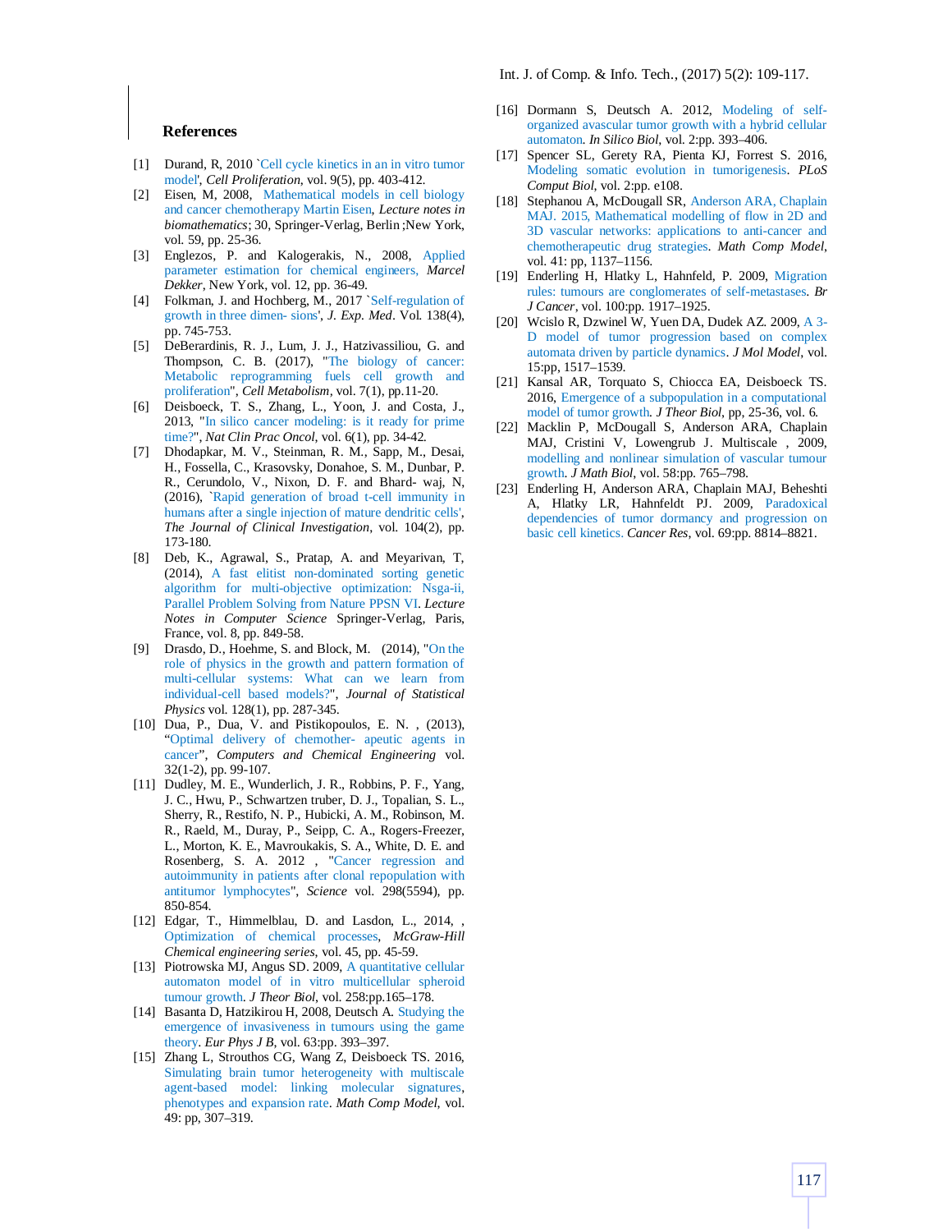## References

[1] Durand, R, 2010 `Cell cycle kinetics in an in vitro tumor model', *Cell Proliferation*, vol. 9(5), pp. 403-412.

[2] Eisen, M, 2008, Mathematical models in cell biology and cancer chemotherapy Martin Eisen, *Lecture notes in biomathematics*; 30, Springer-Verlag, Berlin ;New York, vol. 59, pp. 25-36.

[3] Englezos, P. and Kalogerakis, N., 2008, Applied parameter estimation for chemical engineers, *Marcel Dekker*, New York, vol. 12, pp. 36-49.

[4] Folkman, J. and Hochberg, M., 2017 `Self-regulation of growth in three dimen- sions', *J. Exp. Med*. Vol. 138(4), pp. 745-753.

[5] DeBerardinis, R. J., Lum, J. J., Hatzivassiliou, G. and Thompson, C. B. (2017), "The biology of cancer: Metabolic reprogramming fuels cell growth and proliferation", *Cell Metabolism*, vol. 7(1), pp.11-20.

[6] Deisboeck, T. S., Zhang, L., Yoon, J. and Costa, J., 2013, "In silico cancer modeling: is it ready for prime time?", *Nat Clin Prac Oncol*, vol. 6(1), pp. 34-42.

[7] Dhodapkar, M. V., Steinman, R. M., Sapp, M., Desai, H., Fossella, C., Krasovsky, Donahoe, S. M., Dunbar, P. R., Cerundolo, V., Nixon, D. F. and Bhard- waj, N, (2016), `Rapid generation of broad t-cell immunity in humans after a single injection of mature dendritic cells', *The Journal of Clinical Investigation*, vol. 104(2), pp. 173-180.

[8] Deb, K., Agrawal, S., Pratap, A. and Meyarivan, T, (2014), A fast elitist non-dominated sorting genetic algorithm for multi-objective optimization: Nsga-ii, Parallel Problem Solving from Nature PPSN VI. *Lecture Notes in Computer Science* Springer-Verlag, Paris, France, vol. 8, pp. 849-58.

[9] Drasdo, D., Hoehme, S. and Block, M. (2014), "On the role of physics in the growth and pattern formation of multi-cellular systems: What can we learn from individual-cell based models?", *Journal of Statistical Physics* vol. 128(1), pp. 287-345.

[10] Dua, P., Dua, V. and Pistikopoulos, E. N. , (2013), "Optimal delivery of chemother- apeutic agents in cancer", *Computers and Chemical Engineering* vol. 32(1-2), pp. 99-107.

[11] Dudley, M. E., Wunderlich, J. R., Robbins, P. F., Yang, J. C., Hwu, P., Schwartzen truber, D. J., Topalian, S. L., Sherry, R., Restifo, N. P., Hubicki, A. M., Robinson, M. R., Raeld, M., Duray, P., Seipp, C. A., Rogers-Freezer, L., Morton, K. E., Mavroukakis, S. A., White, D. E. and Rosenberg, S. A. 2012 , "Cancer regression and autoimmunity in patients after clonal repopulation with antitumor lymphocytes", *Science* vol. 298(5594), pp. 850-854.

[12] Edgar, T., Himmelblau, D. and Lasdon, L., 2014, , Optimization of chemical processes, *McGraw-Hill Chemical engineering series*, vol. 45, pp. 45-59.

[13] Piotrowska MJ, Angus SD. 2009, A quantitative cellular automaton model of in vitro multicellular spheroid tumour growth. *J Theor Biol*, vol. 258:pp.165–178.

[14] Basanta D, Hatzikirou H, 2008, Deutsch A. Studying the emergence of invasiveness in tumours using the game theory. *Eur Phys J B*, vol. 63:pp. 393–397.

[15] Zhang L, Strouthos CG, Wang Z, Deisboeck TS. 2016, Simulating brain tumor heterogeneity with multiscale agent-based model: linking molecular signatures, phenotypes and expansion rate. *Math Comp Model*, vol. 49: pp, 307–319.

[16] Dormann S, Deutsch A. 2012, Modeling of self-organized avascular tumor growth with a hybrid cellular automaton. *In Silico Biol*, vol. 2:pp. 393–406.

[17] Spencer SL, Gerety RA, Pienta KJ, Forrest S. 2016, Modeling somatic evolution in tumorigenesis. *PLoS Comput Biol*, vol. 2:pp. e108.

[18] Stephanou A, McDougall SR, Anderson ARA, Chaplain MAJ. 2015, Mathematical modelling of flow in 2D and 3D vascular networks: applications to anti-cancer and chemotherapeutic drug strategies. *Math Comp Model*, vol. 41: pp, 1137–1156.

[19] Enderling H, Hlatky L, Hahnfeld, P. 2009, Migration rules: tumours are conglomerates of self-metastases. *Br J Cancer*, vol. 100:pp. 1917–1925.

[20] Wcislo R, Dzwinel W, Yuen DA, Dudek AZ. 2009, A 3-D model of tumor progression based on complex automata driven by particle dynamics. *J Mol Model*, vol. 15:pp, 1517–1539.

[21] Kansal AR, Torquato S, Chiocca EA, Deisboeck TS. 2016, Emergence of a subpopulation in a computational model of tumor growth. *J Theor Biol*, pp, 25-36, vol. 6.

[22] Macklin P, McDougall S, Anderson ARA, Chaplain MAJ, Cristini V, Lowengrub J. Multiscale , 2009, modelling and nonlinear simulation of vascular tumour growth. *J Math Biol*, vol. 58:pp. 765–798.

[23] Enderling H, Anderson ARA, Chaplain MAJ, Beheshti A, Hlatky LR, Hahnfeldt PJ. 2009, Paradoxical dependencies of tumor dormancy and progression on basic cell kinetics. *Cancer Res*, vol. 69:pp. 8814–8821.